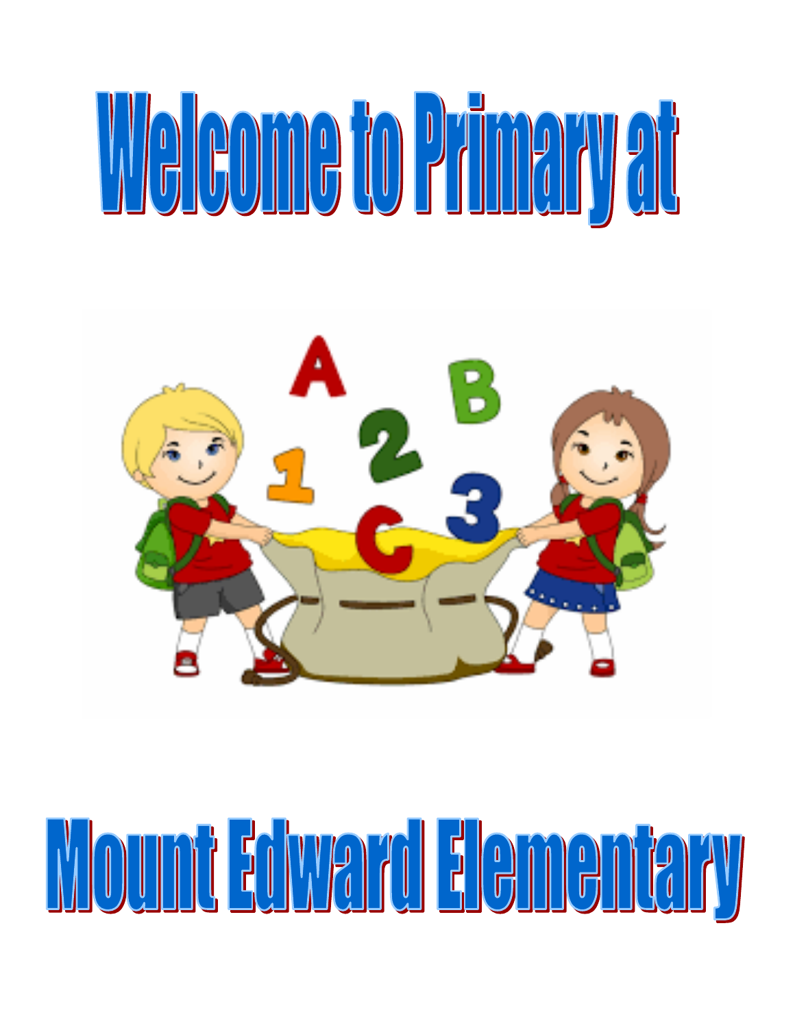# Welcome to Primary at

# Mount Edward Elementary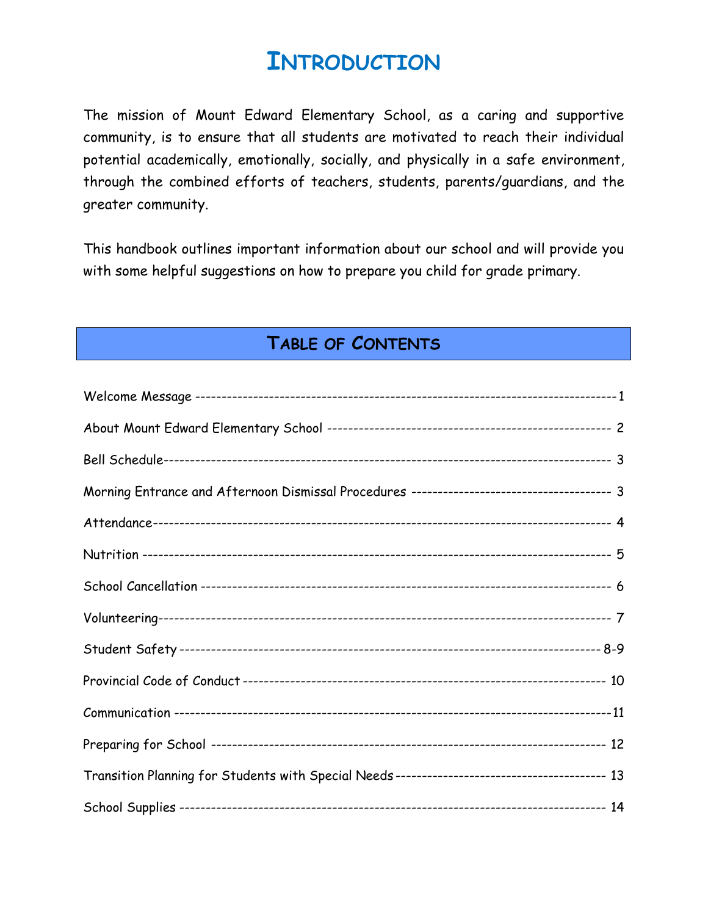# Introduction

The mission of Mount Edward Elementary School, as a caring and supportive community, is to ensure that all students are motivated to reach their individual potential academically, emotionally, socially, and physically in a safe environment, through the combined efforts of teachers, students, parents/guardians, and the greater community.

This handbook outlines important information about our school and will provide you with some helpful suggestions on how to prepare you child for grade primary.

## Table of Contents

| Section | Page |
|---|---|
| Welcome Message | 1 |
| About Mount Edward Elementary School | 2 |
| Bell Schedule | 3 |
| Morning Entrance and Afternoon Dismissal Procedures | 3 |
| Attendance | 4 |
| Nutrition | 5 |
| School Cancellation | 6 |
| Volunteering | 7 |
| Student Safety | 8-9 |
| Provincial Code of Conduct | 10 |
| Communication | 11 |
| Preparing for School | 12 |
| Transition Planning for Students with Special Needs | 13 |
| School Supplies | 14 |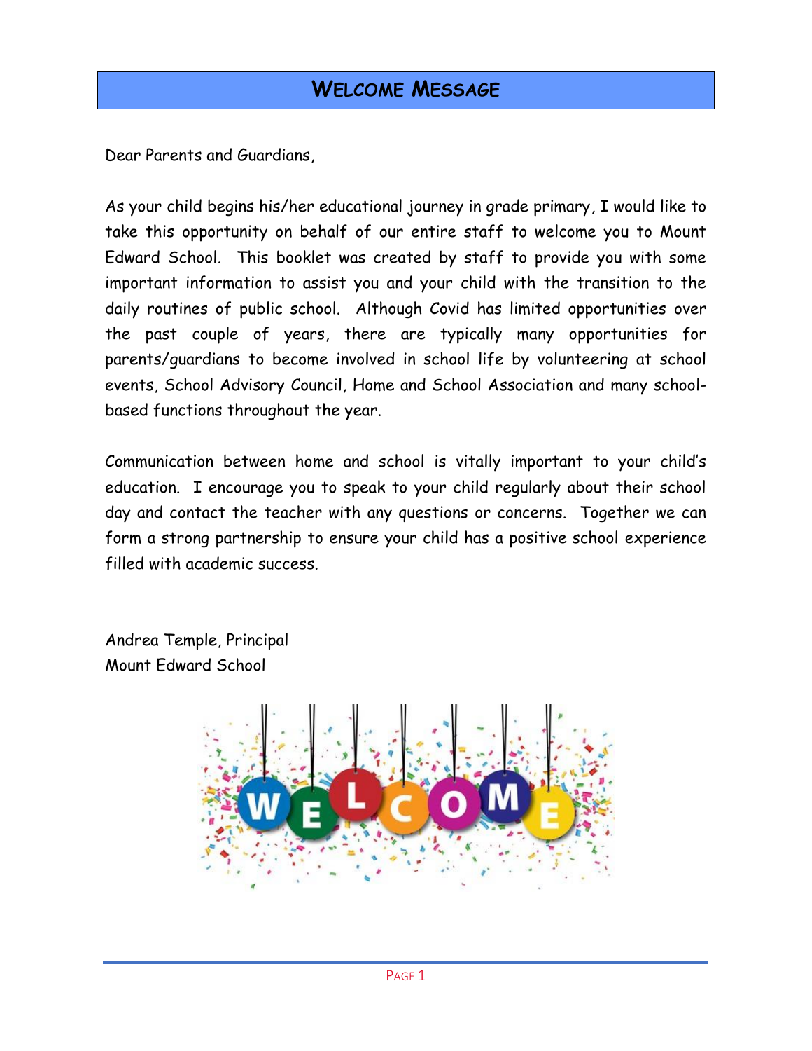# WELCOME MESSAGE

Dear Parents and Guardians,

As your child begins his/her educational journey in grade primary, I would like to take this opportunity on behalf of our entire staff to welcome you to Mount Edward School. This booklet was created by staff to provide you with some important information to assist you and your child with the transition to the daily routines of public school. Although Covid has limited opportunities over the past couple of years, there are typically many opportunities for parents/guardians to become involved in school life by volunteering at school events, School Advisory Council, Home and School Association and many school-based functions throughout the year.

Communication between home and school is vitally important to your child's education. I encourage you to speak to your child regularly about their school day and contact the teacher with any questions or concerns. Together we can form a strong partnership to ensure your child has a positive school experience filled with academic success.

Andrea Temple, Principal
Mount Edward School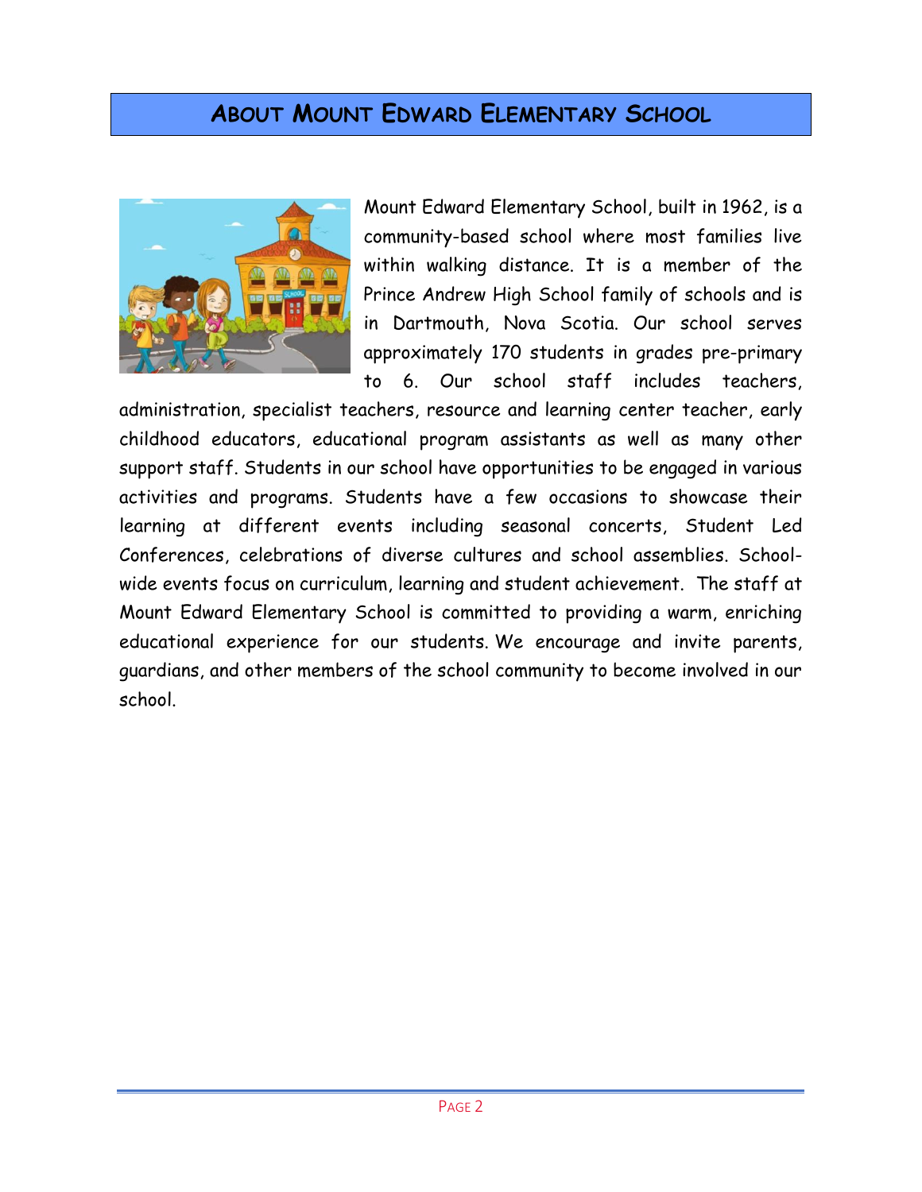## About Mount Edward Elementary School

Mount Edward Elementary School, built in 1962, is a community-based school where most families live within walking distance. It is a member of the Prince Andrew High School family of schools and is in Dartmouth, Nova Scotia. Our school serves approximately 170 students in grades pre-primary to 6. Our school staff includes teachers, administration, specialist teachers, resource and learning center teacher, early childhood educators, educational program assistants as well as many other support staff. Students in our school have opportunities to be engaged in various activities and programs. Students have a few occasions to showcase their learning at different events including seasonal concerts, Student Led Conferences, celebrations of diverse cultures and school assemblies. School-wide events focus on curriculum, learning and student achievement. The staff at Mount Edward Elementary School is committed to providing a warm, enriching educational experience for our students. We encourage and invite parents, guardians, and other members of the school community to become involved in our school.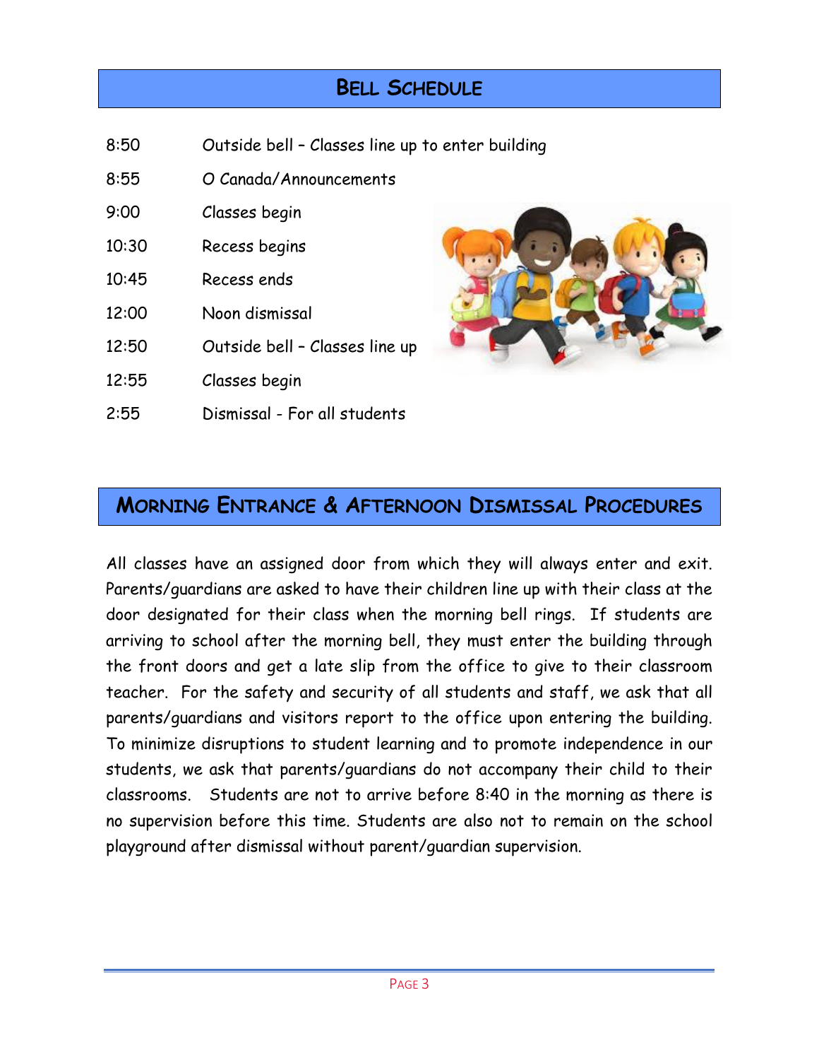## Bell Schedule

| | |
|---|---|
| 8:50 | Outside bell – Classes line up to enter building |
| 8:55 | O Canada/Announcements |
| 9:00 | Classes begin |
| 10:30 | Recess begins |
| 10:45 | Recess ends |
| 12:00 | Noon dismissal |
| 12:50 | Outside bell – Classes line up |
| 12:55 | Classes begin |
| 2:55 | Dismissal - For all students |

## Morning Entrance & Afternoon Dismissal Procedures

All classes have an assigned door from which they will always enter and exit. Parents/guardians are asked to have their children line up with their class at the door designated for their class when the morning bell rings. If students are arriving to school after the morning bell, they must enter the building through the front doors and get a late slip from the office to give to their classroom teacher. For the safety and security of all students and staff, we ask that all parents/guardians and visitors report to the office upon entering the building. To minimize disruptions to student learning and to promote independence in our students, we ask that parents/guardians do not accompany their child to their classrooms. Students are not to arrive before 8:40 in the morning as there is no supervision before this time. Students are also not to remain on the school playground after dismissal without parent/guardian supervision.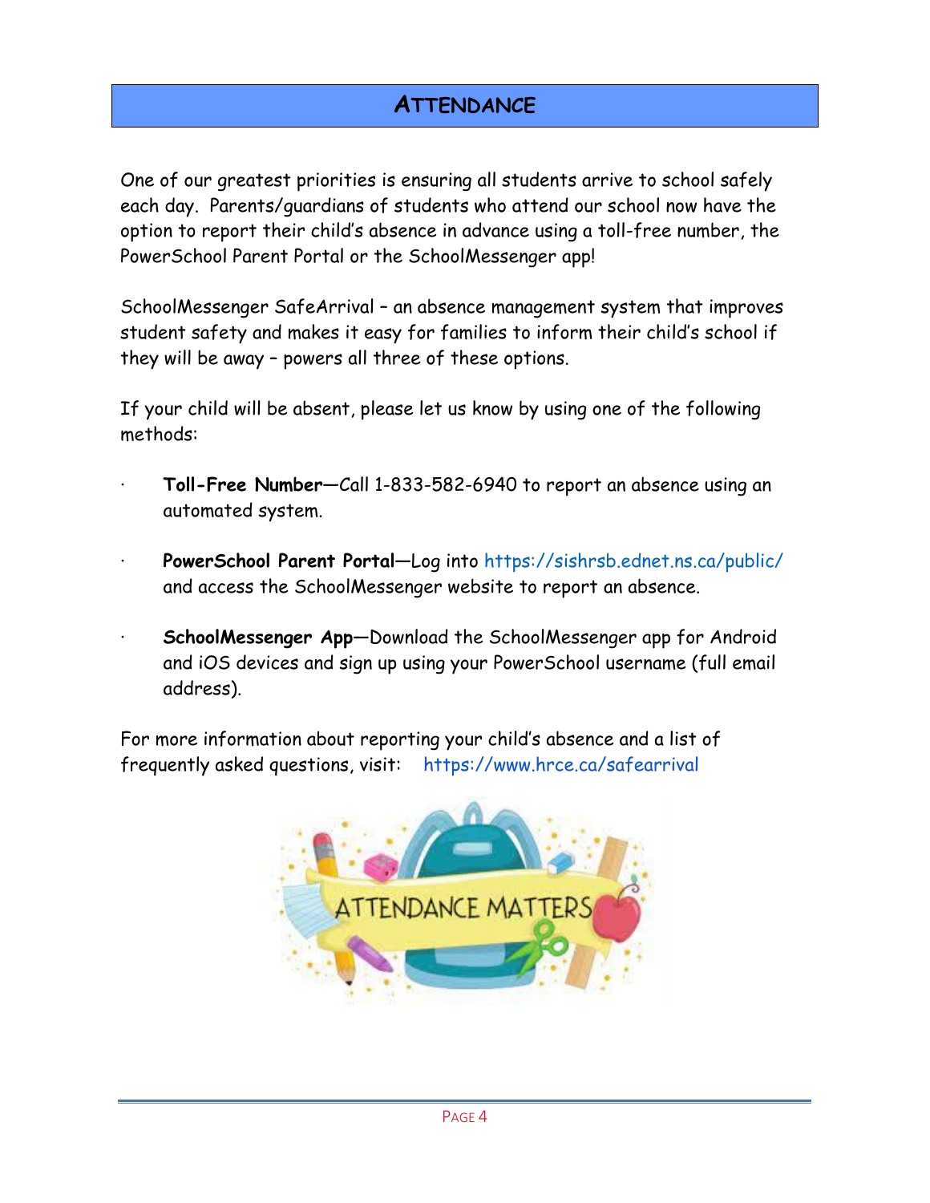# ATTENDANCE

One of our greatest priorities is ensuring all students arrive to school safely each day. Parents/guardians of students who attend our school now have the option to report their child's absence in advance using a toll-free number, the PowerSchool Parent Portal or the SchoolMessenger app!

SchoolMessenger SafeArrival – an absence management system that improves student safety and makes it easy for families to inform their child's school if they will be away – powers all three of these options.

If your child will be absent, please let us know by using one of the following methods:

- **Toll-Free Number**—Call 1-833-582-6940 to report an absence using an automated system.
- **PowerSchool Parent Portal**—Log into https://sishrsb.ednet.ns.ca/public/ and access the SchoolMessenger website to report an absence.
- **SchoolMessenger App**—Download the SchoolMessenger app for Android and iOS devices and sign up using your PowerSchool username (full email address).

For more information about reporting your child's absence and a list of frequently asked questions, visit: https://www.hrce.ca/safearrival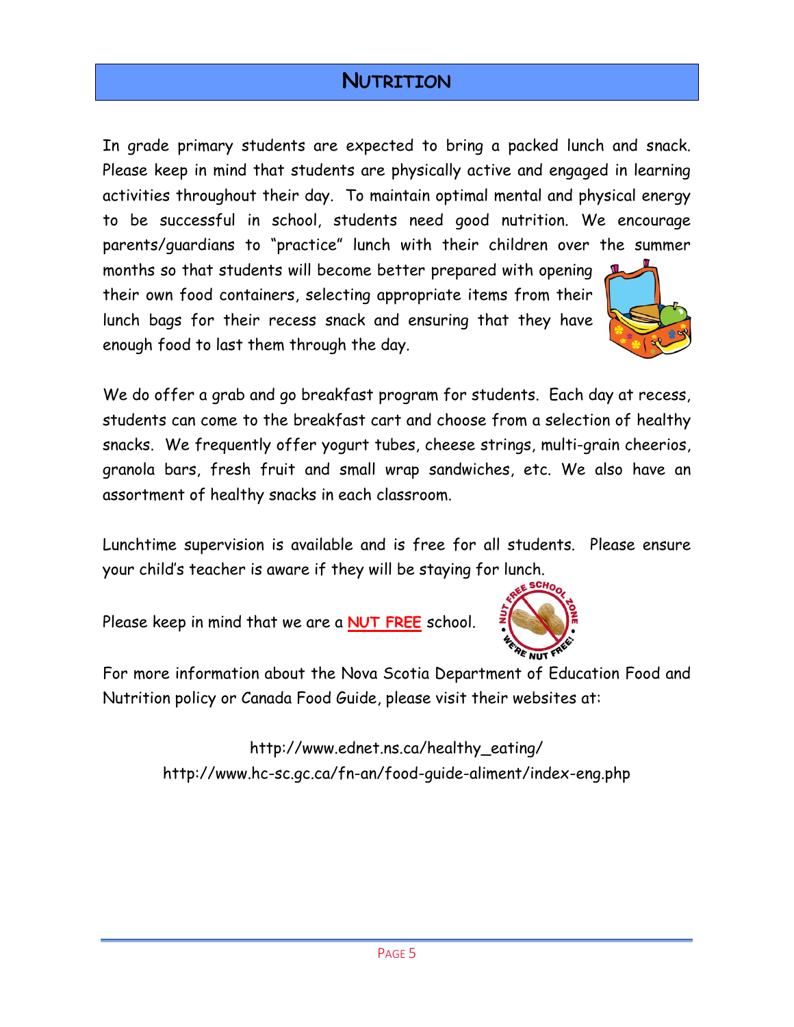# Nutrition

In grade primary students are expected to bring a packed lunch and snack. Please keep in mind that students are physically active and engaged in learning activities throughout their day. To maintain optimal mental and physical energy to be successful in school, students need good nutrition. We encourage parents/guardians to "practice" lunch with their children over the summer months so that students will become better prepared with opening their own food containers, selecting appropriate items from their lunch bags for their recess snack and ensuring that they have enough food to last them through the day.

We do offer a grab and go breakfast program for students. Each day at recess, students can come to the breakfast cart and choose from a selection of healthy snacks. We frequently offer yogurt tubes, cheese strings, multi-grain cheerios, granola bars, fresh fruit and small wrap sandwiches, etc. We also have an assortment of healthy snacks in each classroom.

Lunchtime supervision is available and is free for all students. Please ensure your child's teacher is aware if they will be staying for lunch.

Please keep in mind that we are a **NUT FREE** school.

For more information about the Nova Scotia Department of Education Food and Nutrition policy or Canada Food Guide, please visit their websites at:

http://www.ednet.ns.ca/healthy_eating/
http://www.hc-sc.gc.ca/fn-an/food-guide-aliment/index-eng.php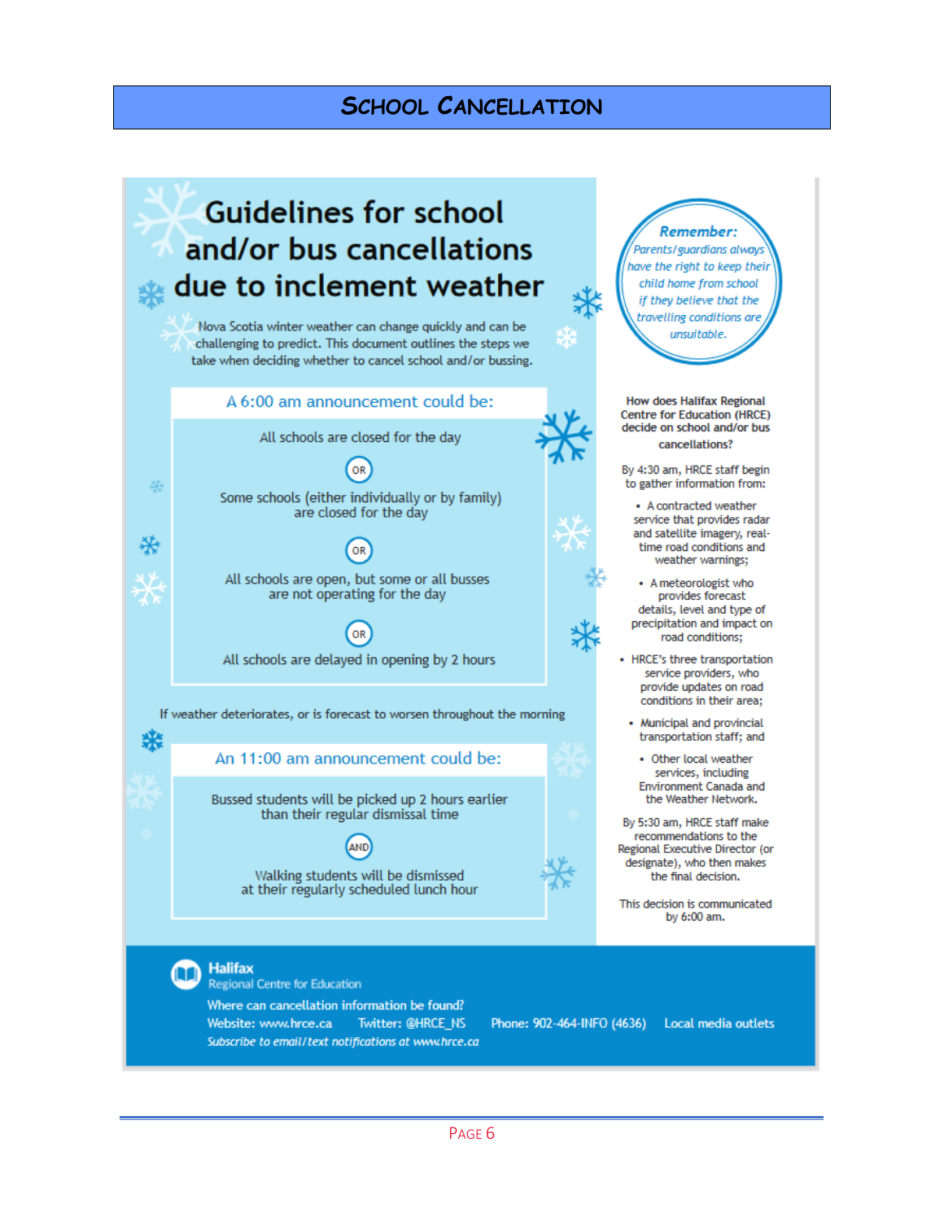# School Cancellation

## Guidelines for school and/or bus cancellations due to inclement weather

Nova Scotia winter weather can change quickly and can be challenging to predict. This document outlines the steps we take when deciding whether to cancel school and/or bussing.

### A 6:00 am announcement could be:

All schools are closed for the day

OR

Some schools (either individually or by family) are closed for the day

OR

All schools are open, but some or all busses are not operating for the day

OR

All schools are delayed in opening by 2 hours

If weather deteriorates, or is forecast to worsen throughout the morning

### An 11:00 am announcement could be:

Bussed students will be picked up 2 hours earlier than their regular dismissal time

AND

Walking students will be dismissed at their regularly scheduled lunch hour

**Remember:** *Parents/guardians always have the right to keep their child home from school if they believe that the travelling conditions are unsuitable.*

**How does Halifax Regional Centre for Education (HRCE) decide on school and/or bus cancellations?**

By 4:30 am, HRCE staff begin to gather information from:

- A contracted weather service that provides radar and satellite imagery, real-time road conditions and weather warnings;
- A meteorologist who provides forecast details, level and type of precipitation and impact on road conditions;
- HRCE's three transportation service providers, who provide updates on road conditions in their area;
- Municipal and provincial transportation staff; and
- Other local weather services, including Environment Canada and the Weather Network.

By 5:30 am, HRCE staff make recommendations to the Regional Executive Director (or designate), who then makes the final decision.

This decision is communicated by 6:00 am.

**Halifax** Regional Centre for Education

Where can cancellation information be found?

Website: www.hrce.ca  Twitter: @HRCE_NS  Phone: 902-464-INFO (4636)  Local media outlets

*Subscribe to email/text notifications at www.hrce.ca*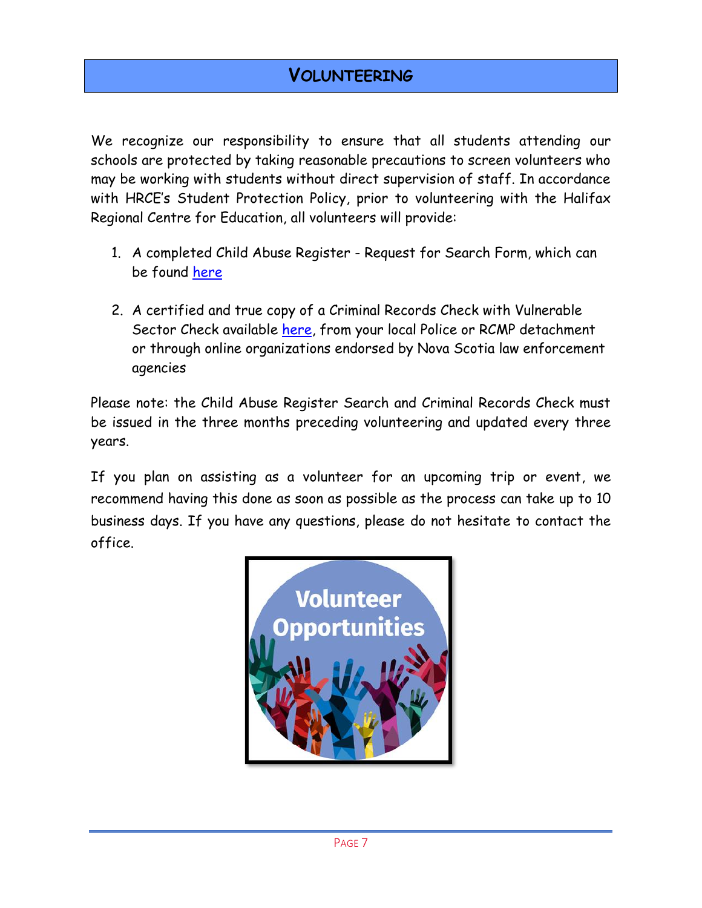# Volunteering

We recognize our responsibility to ensure that all students attending our schools are protected by taking reasonable precautions to screen volunteers who may be working with students without direct supervision of staff. In accordance with HRCE's Student Protection Policy, prior to volunteering with the Halifax Regional Centre for Education, all volunteers will provide:

1. A completed Child Abuse Register - Request for Search Form, which can be found here
2. A certified and true copy of a Criminal Records Check with Vulnerable Sector Check available here, from your local Police or RCMP detachment or through online organizations endorsed by Nova Scotia law enforcement agencies

Please note: the Child Abuse Register Search and Criminal Records Check must be issued in the three months preceding volunteering and updated every three years.

If you plan on assisting as a volunteer for an upcoming trip or event, we recommend having this done as soon as possible as the process can take up to 10 business days. If you have any questions, please do not hesitate to contact the office.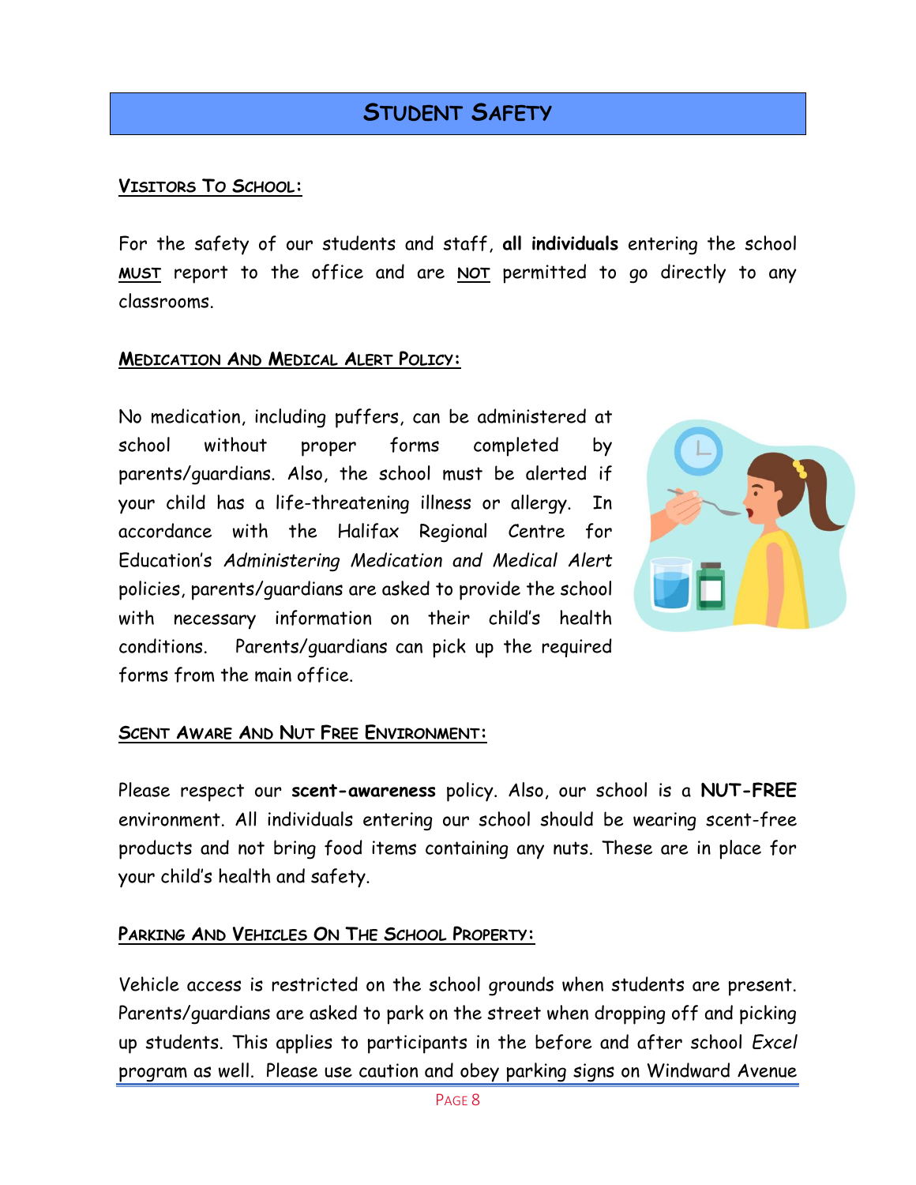## Student Safety

### Visitors To School:

For the safety of our students and staff, **all individuals** entering the school **MUST** report to the office and are **NOT** permitted to go directly to any classrooms.

### Medication And Medical Alert Policy:

No medication, including puffers, can be administered at school without proper forms completed by parents/guardians. Also, the school must be alerted if your child has a life-threatening illness or allergy. In accordance with the Halifax Regional Centre for Education's *Administering Medication and Medical Alert* policies, parents/guardians are asked to provide the school with necessary information on their child's health conditions. Parents/guardians can pick up the required forms from the main office.

### Scent Aware And Nut Free Environment:

Please respect our **scent-awareness** policy. Also, our school is a **NUT-FREE** environment. All individuals entering our school should be wearing scent-free products and not bring food items containing any nuts. These are in place for your child's health and safety.

### Parking And Vehicles On The School Property:

Vehicle access is restricted on the school grounds when students are present. Parents/guardians are asked to park on the street when dropping off and picking up students. This applies to participants in the before and after school *Excel* program as well. Please use caution and obey parking signs on Windward Avenue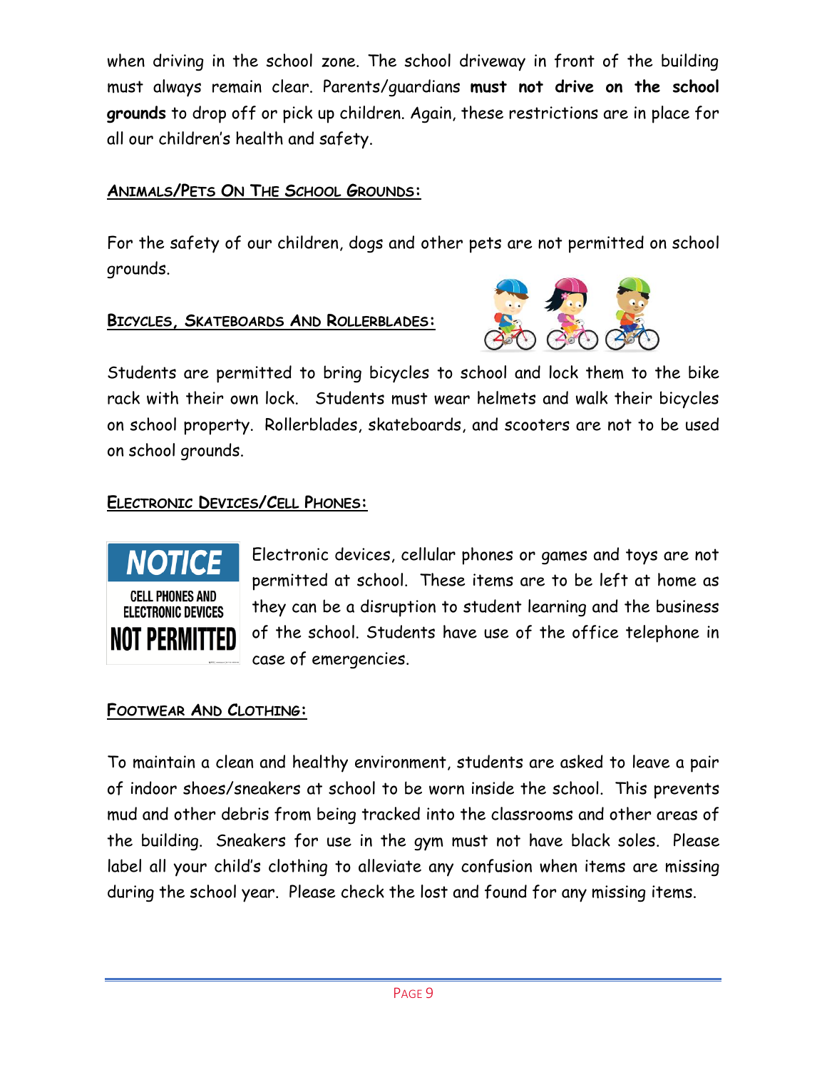when driving in the school zone. The school driveway in front of the building must always remain clear. Parents/guardians **must not drive on the school grounds** to drop off or pick up children. Again, these restrictions are in place for all our children's health and safety.

## Animals/Pets On The School Grounds:

For the safety of our children, dogs and other pets are not permitted on school grounds.

## Bicycles, Skateboards And Rollerblades:

Students are permitted to bring bicycles to school and lock them to the bike rack with their own lock. Students must wear helmets and walk their bicycles on school property. Rollerblades, skateboards, and scooters are not to be used on school grounds.

## Electronic Devices/Cell Phones:

Electronic devices, cellular phones or games and toys are not permitted at school. These items are to be left at home as they can be a disruption to student learning and the business of the school. Students have use of the office telephone in case of emergencies.

## Footwear And Clothing:

To maintain a clean and healthy environment, students are asked to leave a pair of indoor shoes/sneakers at school to be worn inside the school. This prevents mud and other debris from being tracked into the classrooms and other areas of the building. Sneakers for use in the gym must not have black soles. Please label all your child's clothing to alleviate any confusion when items are missing during the school year. Please check the lost and found for any missing items.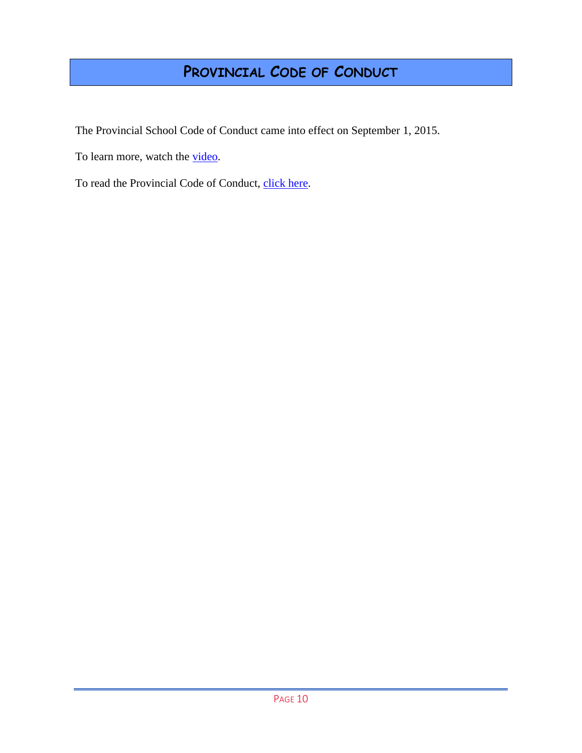# PROVINCIAL CODE OF CONDUCT

The Provincial School Code of Conduct came into effect on September 1, 2015.

To learn more, watch the video.

To read the Provincial Code of Conduct, click here.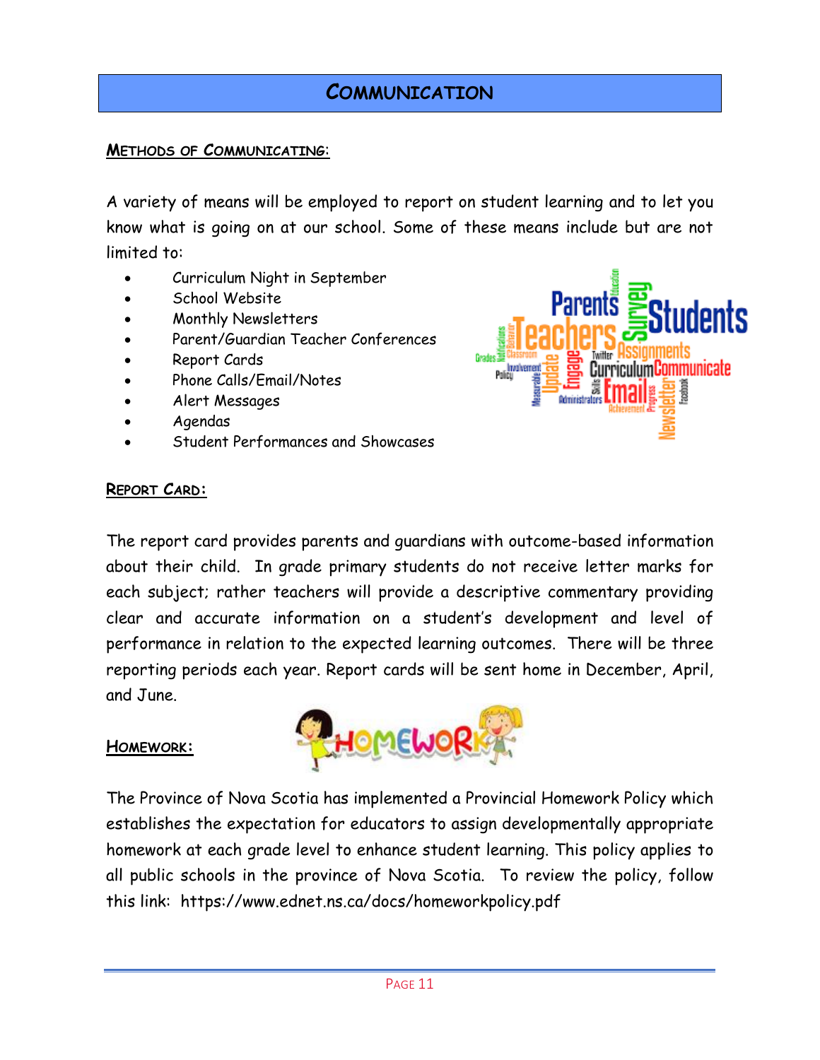# Communication

## Methods of Communicating:

A variety of means will be employed to report on student learning and to let you know what is going on at our school. Some of these means include but are not limited to:

- Curriculum Night in September
- School Website
- Monthly Newsletters
- Parent/Guardian Teacher Conferences
- Report Cards
- Phone Calls/Email/Notes
- Alert Messages
- Agendas
- Student Performances and Showcases

## Report Card:

The report card provides parents and guardians with outcome-based information about their child. In grade primary students do not receive letter marks for each subject; rather teachers will provide a descriptive commentary providing clear and accurate information on a student's development and level of performance in relation to the expected learning outcomes. There will be three reporting periods each year. Report cards will be sent home in December, April, and June.

## Homework:

The Province of Nova Scotia has implemented a Provincial Homework Policy which establishes the expectation for educators to assign developmentally appropriate homework at each grade level to enhance student learning. This policy applies to all public schools in the province of Nova Scotia. To review the policy, follow this link: https://www.ednet.ns.ca/docs/homeworkpolicy.pdf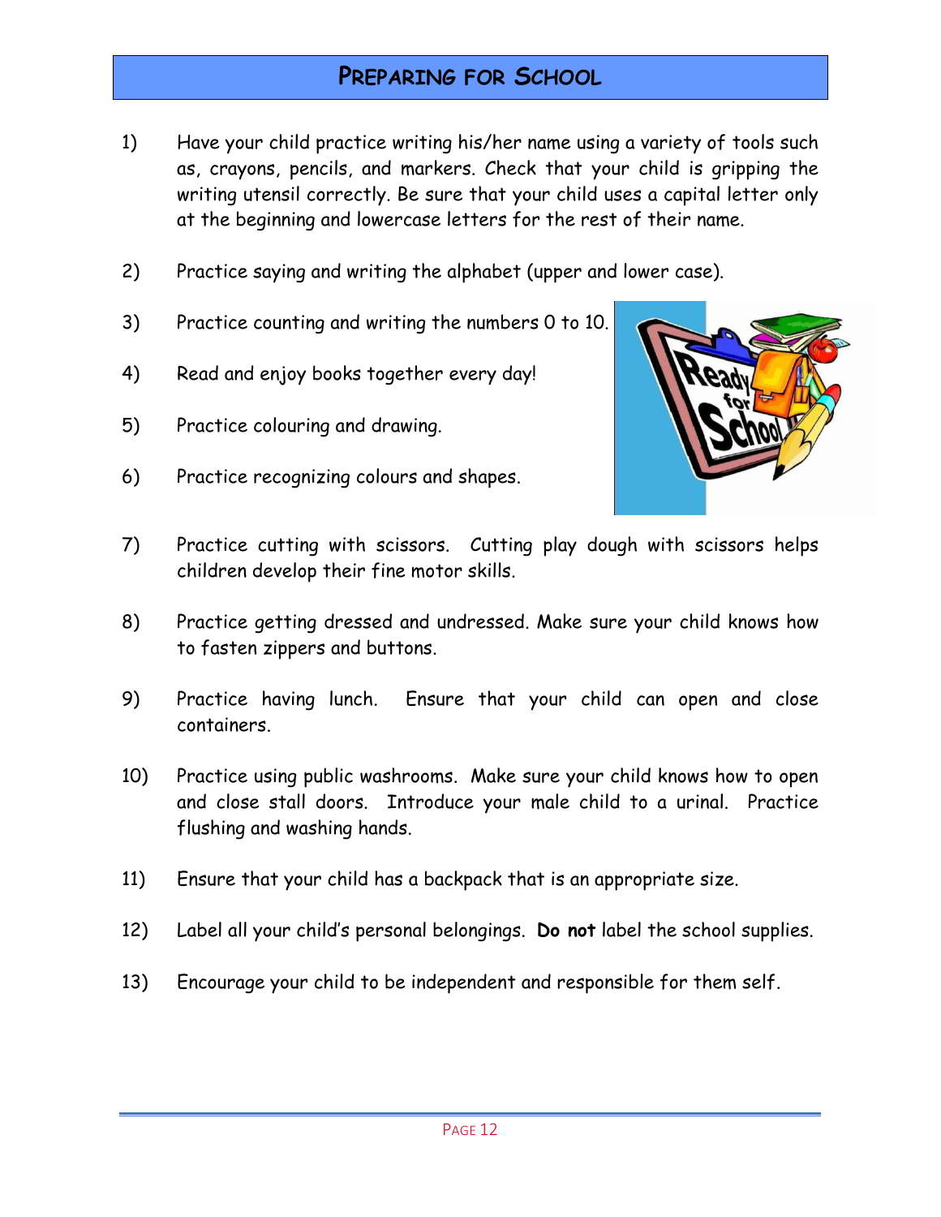# Preparing for School

1) Have your child practice writing his/her name using a variety of tools such as, crayons, pencils, and markers. Check that your child is gripping the writing utensil correctly. Be sure that your child uses a capital letter only at the beginning and lowercase letters for the rest of their name.

2) Practice saying and writing the alphabet (upper and lower case).

3) Practice counting and writing the numbers 0 to 10.

4) Read and enjoy books together every day!

5) Practice colouring and drawing.

6) Practice recognizing colours and shapes.

7) Practice cutting with scissors. Cutting play dough with scissors helps children develop their fine motor skills.

8) Practice getting dressed and undressed. Make sure your child knows how to fasten zippers and buttons.

9) Practice having lunch. Ensure that your child can open and close containers.

10) Practice using public washrooms. Make sure your child knows how to open and close stall doors. Introduce your male child to a urinal. Practice flushing and washing hands.

11) Ensure that your child has a backpack that is an appropriate size.

12) Label all your child's personal belongings. **Do not** label the school supplies.

13) Encourage your child to be independent and responsible for them self.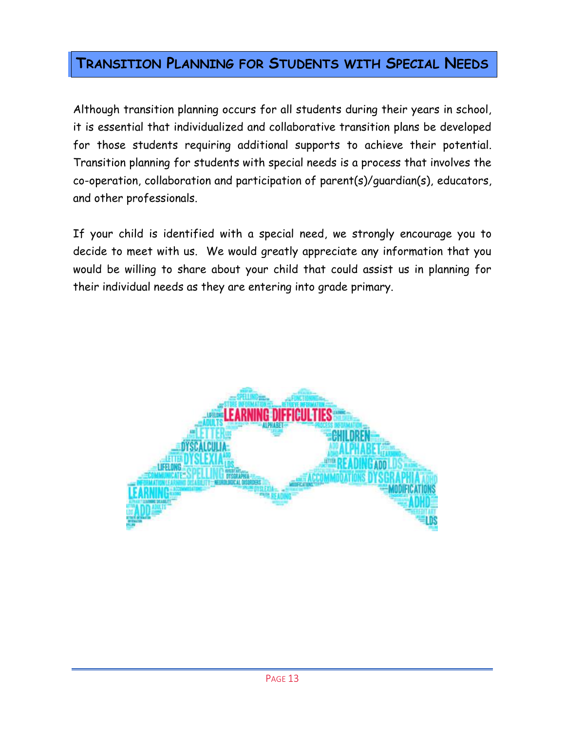## Transition Planning for Students with Special Needs

Although transition planning occurs for all students during their years in school, it is essential that individualized and collaborative transition plans be developed for those students requiring additional supports to achieve their potential. Transition planning for students with special needs is a process that involves the co-operation, collaboration and participation of parent(s)/guardian(s), educators, and other professionals.

If your child is identified with a special need, we strongly encourage you to decide to meet with us. We would greatly appreciate any information that you would be willing to share about your child that could assist us in planning for their individual needs as they are entering into grade primary.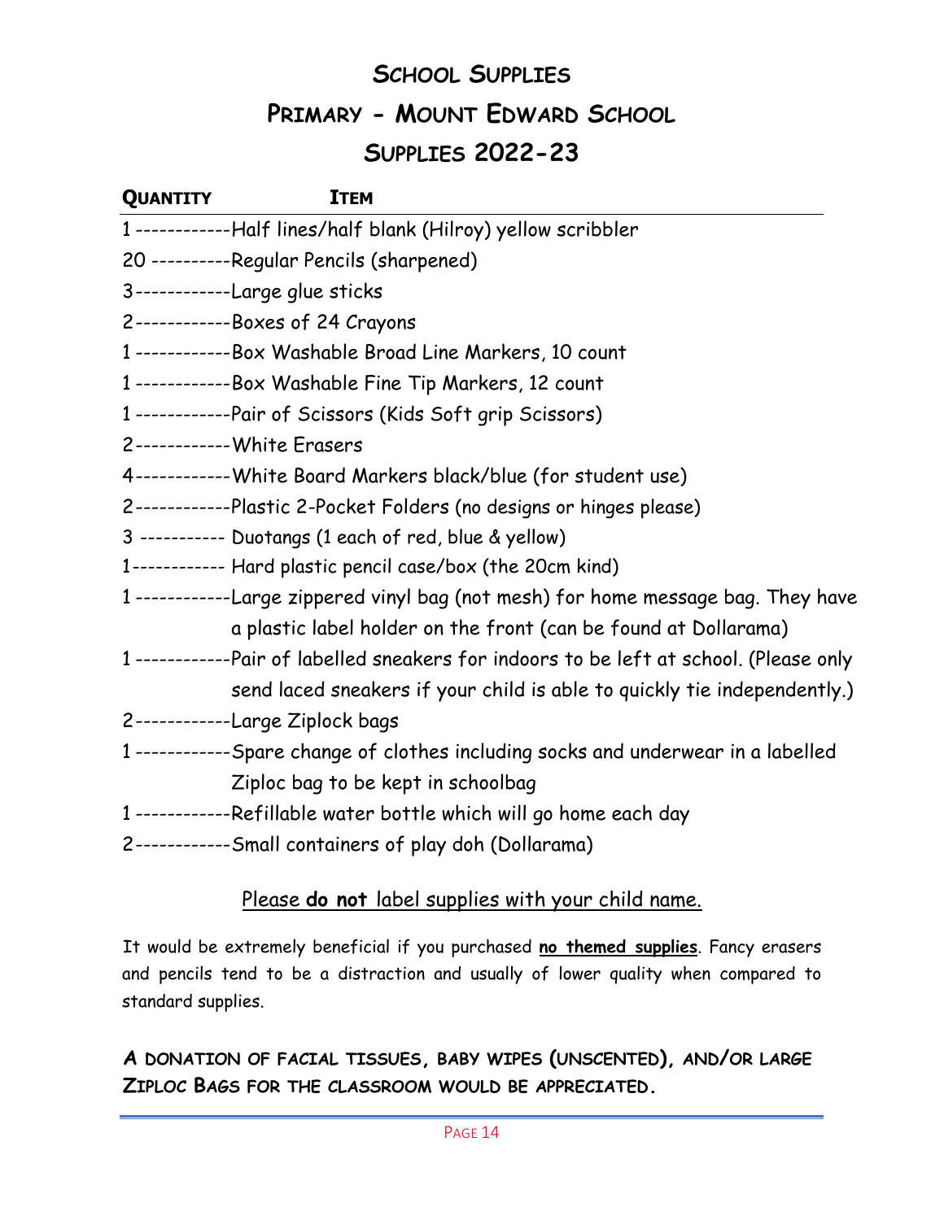# School Supplies

# Primary - Mount Edward School

# Supplies 2022-23

| Quantity | Item |
|---|---|
| 1 | Half lines/half blank (Hilroy) yellow scribbler |
| 20 | Regular Pencils (sharpened) |
| 3 | Large glue sticks |
| 2 | Boxes of 24 Crayons |
| 1 | Box Washable Broad Line Markers, 10 count |
| 1 | Box Washable Fine Tip Markers, 12 count |
| 1 | Pair of Scissors (Kids Soft grip Scissors) |
| 2 | White Erasers |
| 4 | White Board Markers black/blue (for student use) |
| 2 | Plastic 2-Pocket Folders (no designs or hinges please) |
| 3 | Duotangs (1 each of red, blue & yellow) |
| 1 | Hard plastic pencil case/box (the 20cm kind) |
| 1 | Large zippered vinyl bag (not mesh) for home message bag. They have a plastic label holder on the front (can be found at Dollarama) |
| 1 | Pair of labelled sneakers for indoors to be left at school. (Please only send laced sneakers if your child is able to quickly tie independently.) |
| 2 | Large Ziplock bags |
| 1 | Spare change of clothes including socks and underwear in a labelled Ziploc bag to be kept in schoolbag |
| 1 | Refillable water bottle which will go home each day |
| 2 | Small containers of play doh (Dollarama) |

Please **do not** label supplies with your child name.

It would be extremely beneficial if you purchased **no themed supplies**. Fancy erasers and pencils tend to be a distraction and usually of lower quality when compared to standard supplies.

**A donation of facial tissues, baby wipes (unscented), and/or large Ziploc Bags for the classroom would be appreciated.**